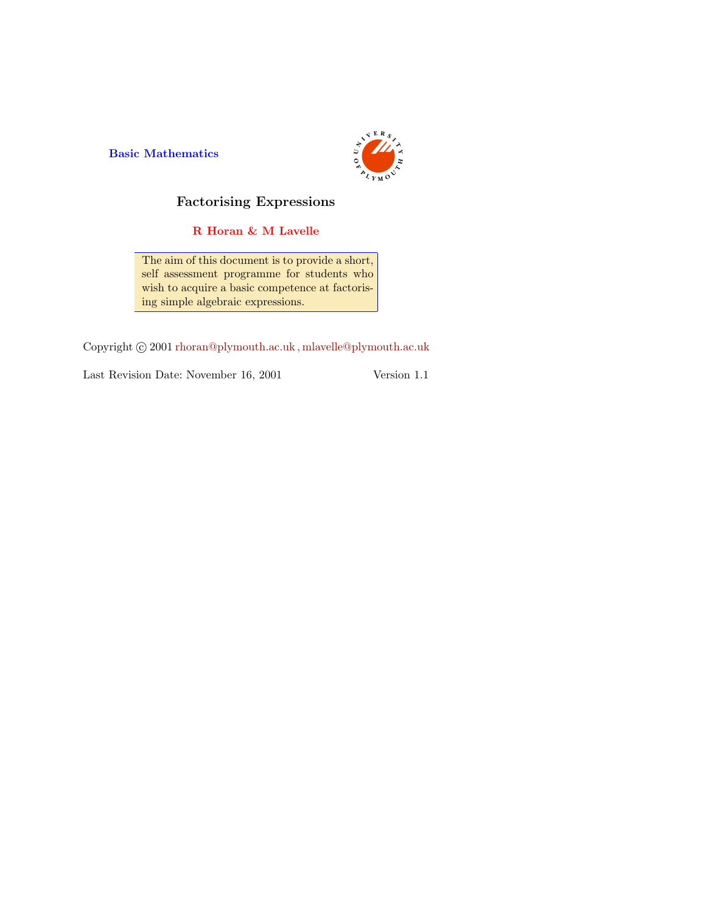Basic Mathematics

# Factorising Expressions

**R Horan & M Lavelle**

The aim of this document is to provide a short, self assessment programme for students who wish to acquire a basic competence at factorising simple algebraic expressions.

Copyright © 2001 rhoran@plymouth.ac.uk , mlavelle@plymouth.ac.uk

Last Revision Date: November 16, 2001 Version 1.1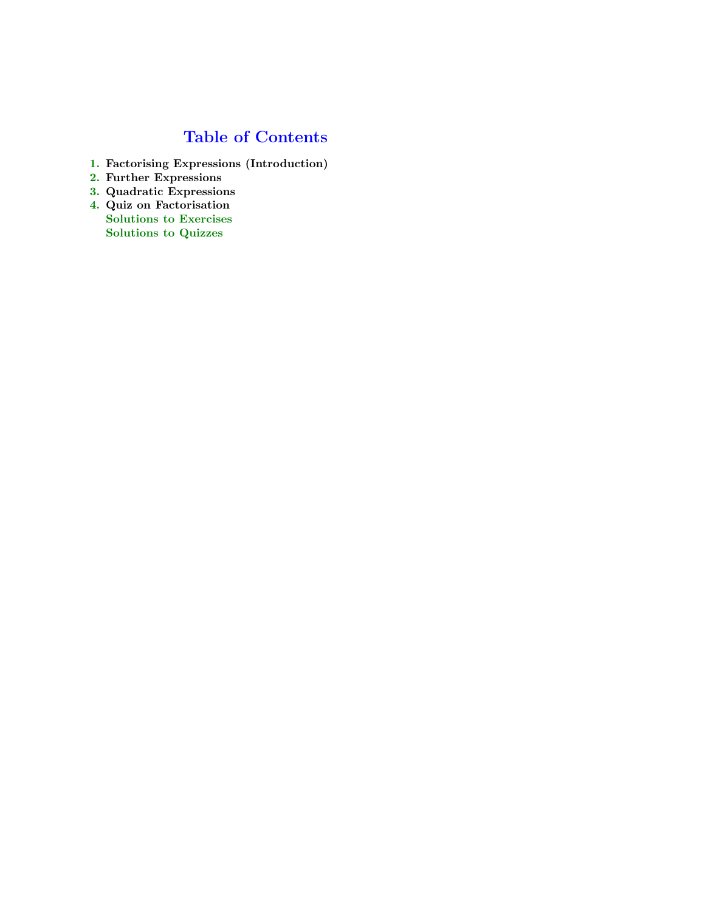# Table of Contents

1. **Factorising Expressions (Introduction)**
2. **Further Expressions**
3. **Quadratic Expressions**
4. **Quiz on Factorisation**

**Solutions to Exercises**

**Solutions to Quizzes**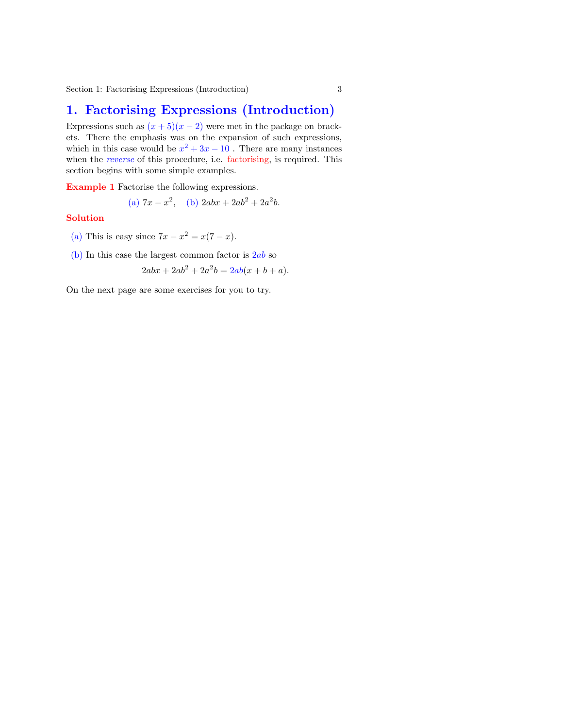# 1. Factorising Expressions (Introduction)

Expressions such as $(x + 5)(x - 2)$ were met in the package on brackets. There the emphasis was on the expansion of such expressions, which in this case would be $x^2 + 3x - 10$ . There are many instances when the *reverse* of this procedure, i.e. factorising, is required. This section begins with some simple examples.

**Example 1** Factorise the following expressions.

$$\text{(a) } 7x - x^2, \quad \text{(b) } 2abx + 2ab^2 + 2a^2b.$$

**Solution**

(a) This is easy since $7x - x^2 = x(7 - x)$.

(b) In this case the largest common factor is $2ab$ so

$$2abx + 2ab^2 + 2a^2b = 2ab(x + b + a).$$

On the next page are some exercises for you to try.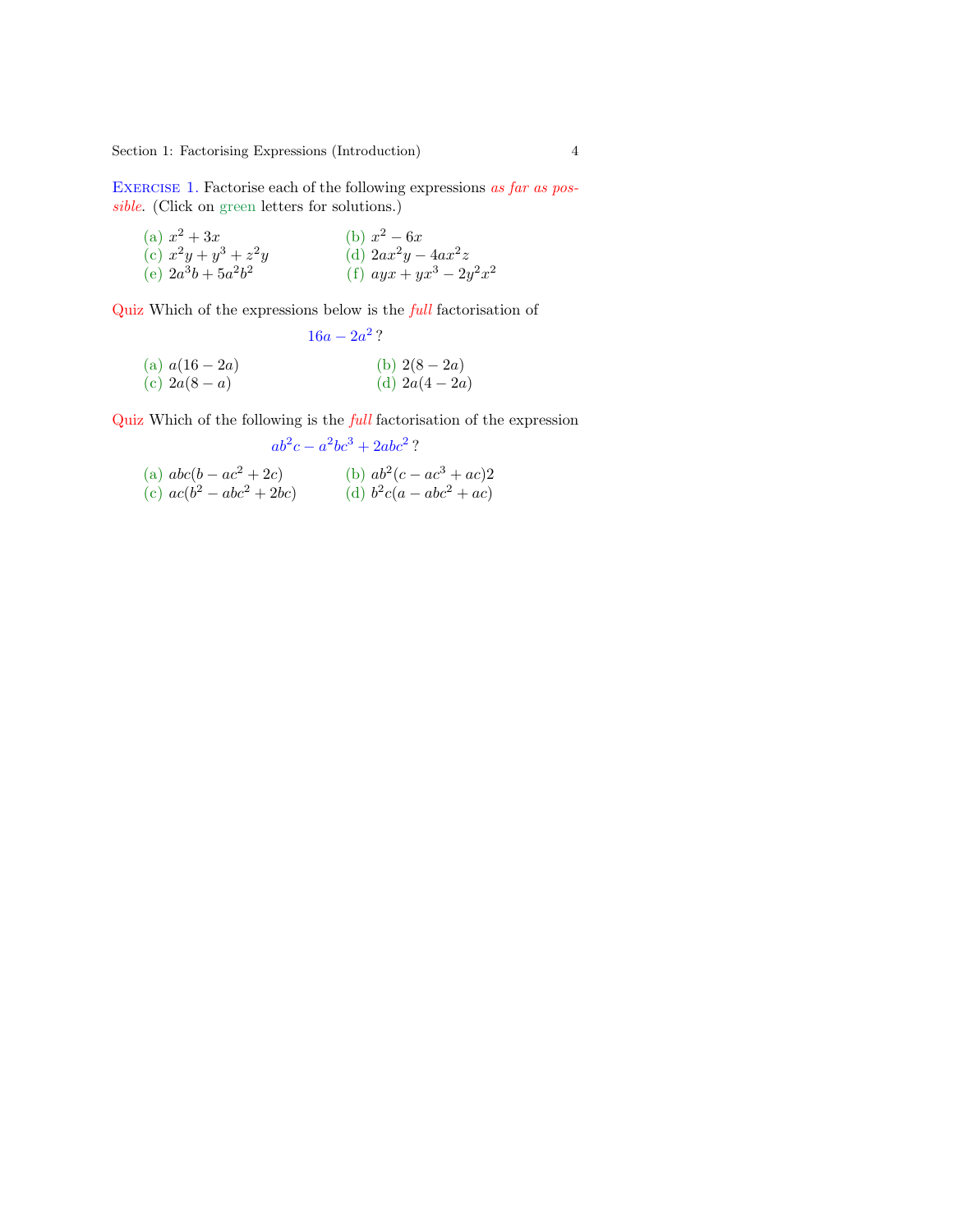**Exercise 1.** Factorise each of the following expressions *as far as possible*. (Click on green letters for solutions.)

(a) $x^2 + 3x$ (b) $x^2 - 6x$

(c) $x^2y + y^3 + z^2y$ (d) $2ax^2y - 4ax^2z$

(e) $2a^3b + 5a^2b^2$ (f) $ayx + yx^3 - 2y^2x^2$

**Quiz** Which of the expressions below is the *full* factorisation of

$$16a - 2a^2\,?$$

(a) $a(16 - 2a)$ (b) $2(8 - 2a)$

(c) $2a(8 - a)$ (d) $2a(4 - 2a)$

**Quiz** Which of the following is the *full* factorisation of the expression

$$ab^2c - a^2bc^3 + 2abc^2\,?$$

(a) $abc(b - ac^2 + 2c)$ (b) $ab^2(c - ac^3 + ac)2$

(c) $ac(b^2 - abc^2 + 2bc)$ (d) $b^2c(a - abc^2 + ac)$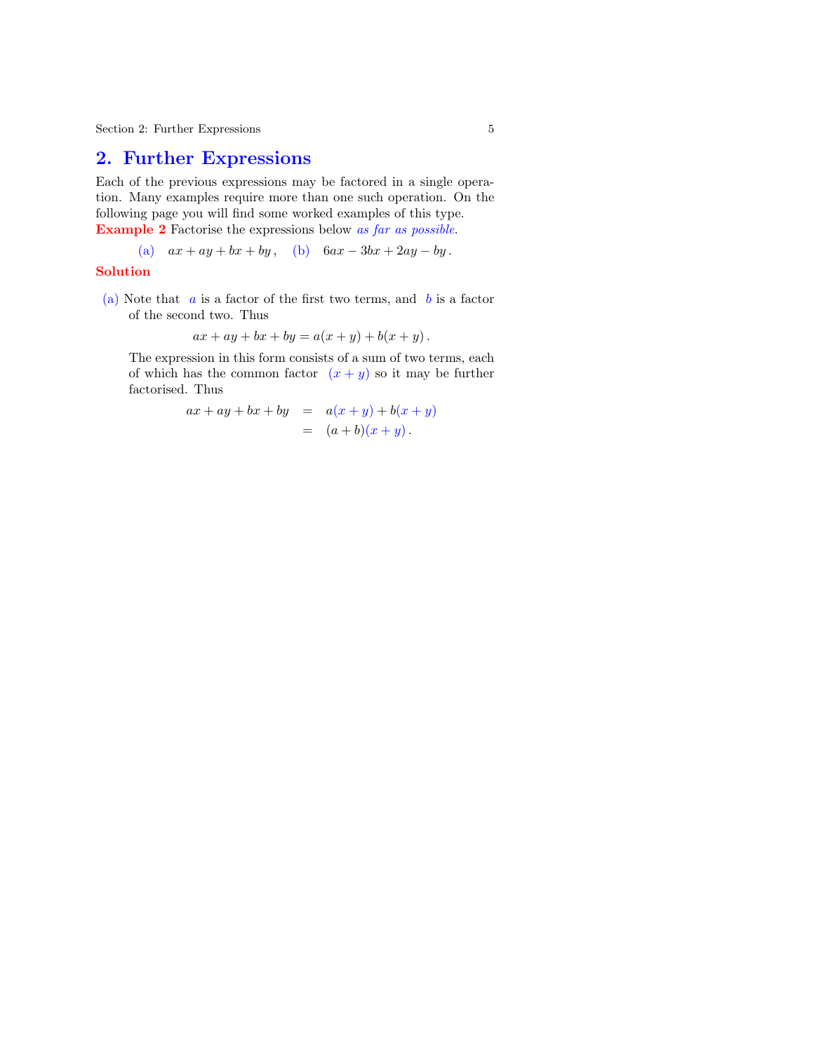## 2. Further Expressions

Each of the previous expressions may be factored in a single operation. Many examples require more than one such operation. On the following page you will find some worked examples of this type.

**Example 2** Factorise the expressions below *as far as possible*.

(a) $ax + ay + bx + by$ , (b) $6ax - 3bx + 2ay - by$ .

**Solution**

(a) Note that $a$ is a factor of the first two terms, and $b$ is a factor of the second two. Thus

$$ax + ay + bx + by = a(x + y) + b(x + y) .$$

The expression in this form consists of a sum of two terms, each of which has the common factor $(x + y)$ so it may be further factorised. Thus

$$\begin{aligned} ax + ay + bx + by &= a(x + y) + b(x + y) \\ &= (a + b)(x + y) . \end{aligned}$$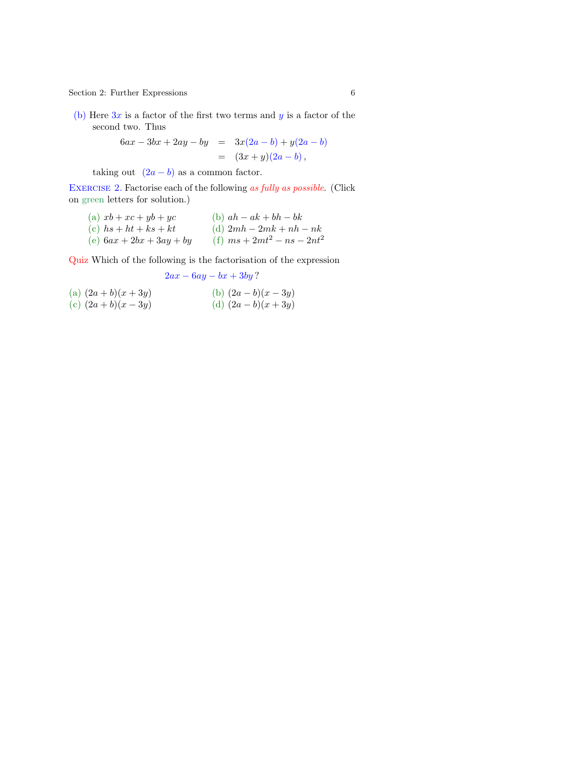(b) Here $3x$ is a factor of the first two terms and $y$ is a factor of the second two. Thus

$$\begin{aligned} 6ax - 3bx + 2ay - by &= 3x(2a - b) + y(2a - b) \\ &= (3x + y)(2a - b)\,, \end{aligned}$$

taking out $(2a - b)$ as a common factor.

**Exercise 2.** Factorise each of the following *as fully as possible*. (Click on green letters for solution.)

(a) $xb + xc + yb + yc$  
(b) $ah - ak + bh - bk$  
(c) $hs + ht + ks + kt$  
(d) $2mh - 2mk + nh - nk$  
(e) $6ax + 2bx + 3ay + by$  
(f) $ms + 2mt^2 - ns - 2nt^2$

**Quiz** Which of the following is the factorisation of the expression

$$2ax - 6ay - bx + 3by\,?$$

(a) $(2a + b)(x + 3y)$  
(b) $(2a - b)(x - 3y)$  
(c) $(2a + b)(x - 3y)$  
(d) $(2a - b)(x + 3y)$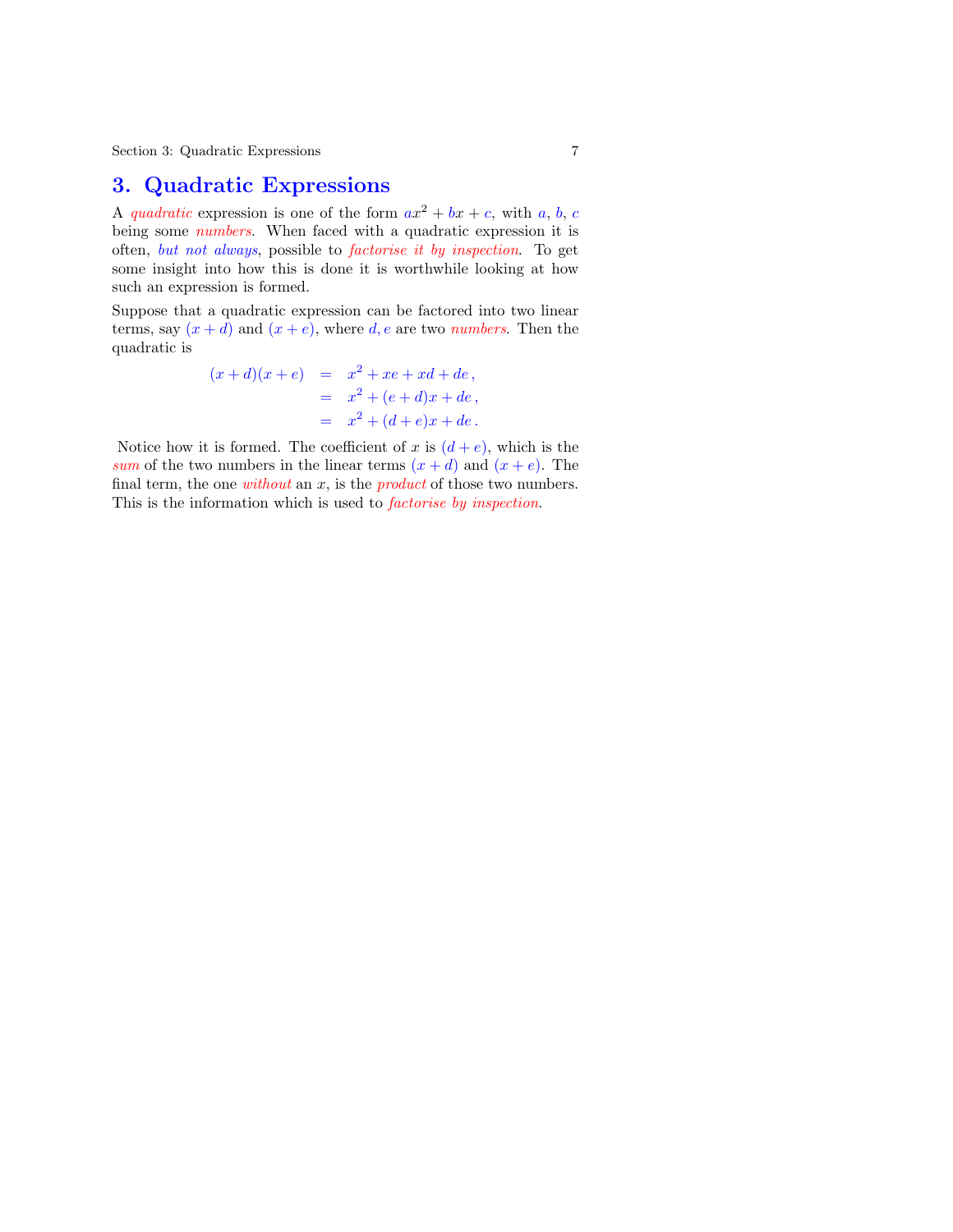# 3. Quadratic Expressions

A *quadratic* expression is one of the form $ax^2 + bx + c$, with $a$, $b$, $c$ being some *numbers*. When faced with a quadratic expression it is often, *but not always*, possible to *factorise it by inspection*. To get some insight into how this is done it is worthwhile looking at how such an expression is formed.

Suppose that a quadratic expression can be factored into two linear terms, say $(x + d)$ and $(x + e)$, where $d, e$ are two *numbers*. Then the quadratic is

$$
\begin{aligned}
(x + d)(x + e) &= x^2 + xe + xd + de\,, \\
&= x^2 + (e + d)x + de\,, \\
&= x^2 + (d + e)x + de\,.
\end{aligned}
$$

Notice how it is formed. The coefficient of $x$ is $(d + e)$, which is the *sum* of the two numbers in the linear terms $(x + d)$ and $(x + e)$. The final term, the one *without* an $x$, is the *product* of those two numbers. This is the information which is used to *factorise by inspection*.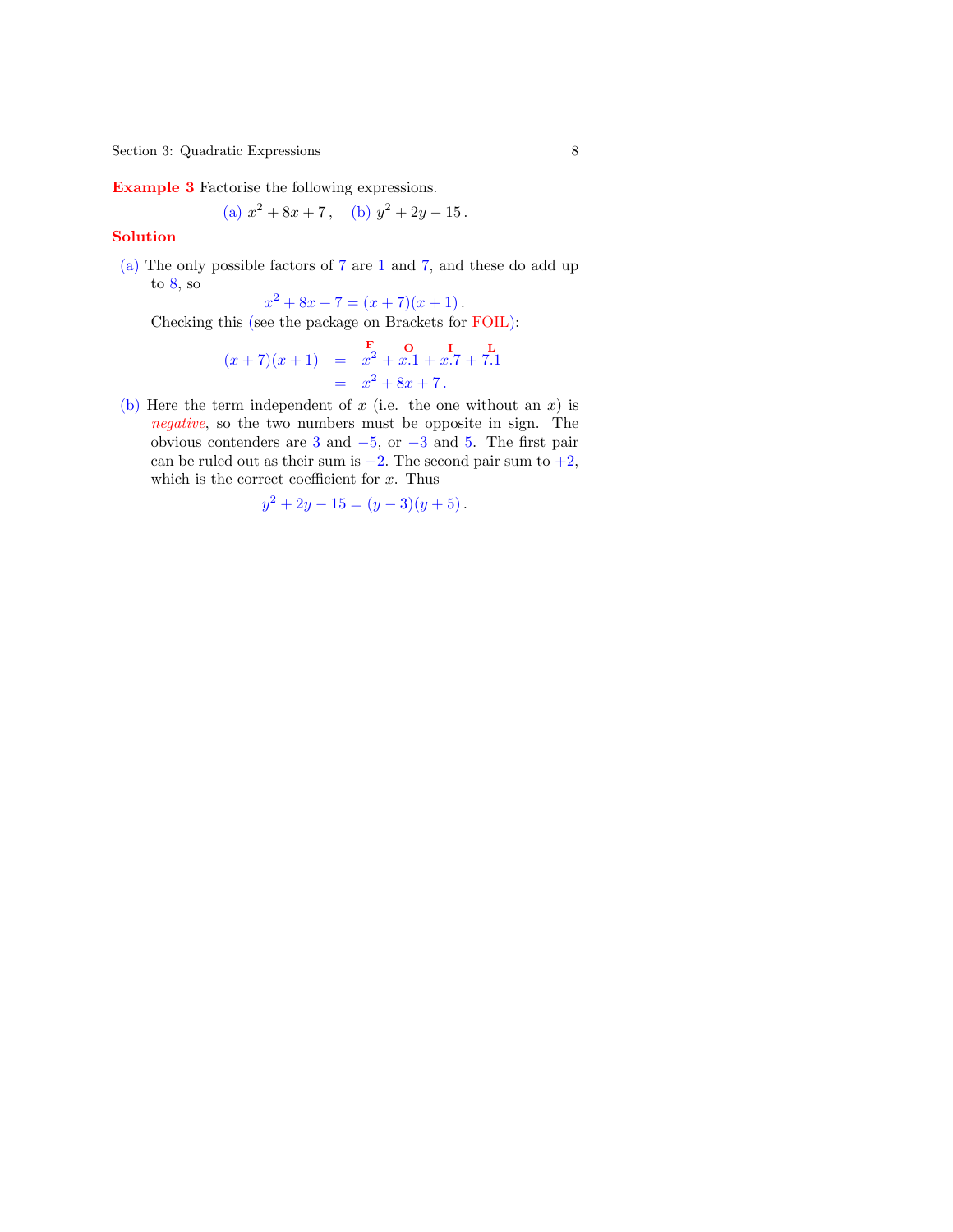**Example 3** Factorise the following expressions.

$$\text{(a) } x^2 + 8x + 7\,, \quad \text{(b) } y^2 + 2y - 15\,.$$

**Solution**

(a) The only possible factors of 7 are 1 and 7, and these do add up to 8, so

$$x^2 + 8x + 7 = (x + 7)(x + 1)\,.$$

Checking this (see the package on Brackets for FOIL):

$$\begin{aligned} (x+7)(x+1) &= \overset{\mathbf{F}}{x^2} + \overset{\mathbf{O}}{x.1} + \overset{\mathbf{I}}{x.7} + \overset{\mathbf{L}}{7.1} \\ &= x^2 + 8x + 7\,. \end{aligned}$$

(b) Here the term independent of $x$ (i.e. the one without an $x$) is *negative*, so the two numbers must be opposite in sign. The obvious contenders are 3 and $-5$, or $-3$ and 5. The first pair can be ruled out as their sum is $-2$. The second pair sum to $+2$, which is the correct coefficient for $x$. Thus

$$y^2 + 2y - 15 = (y - 3)(y + 5)\,.$$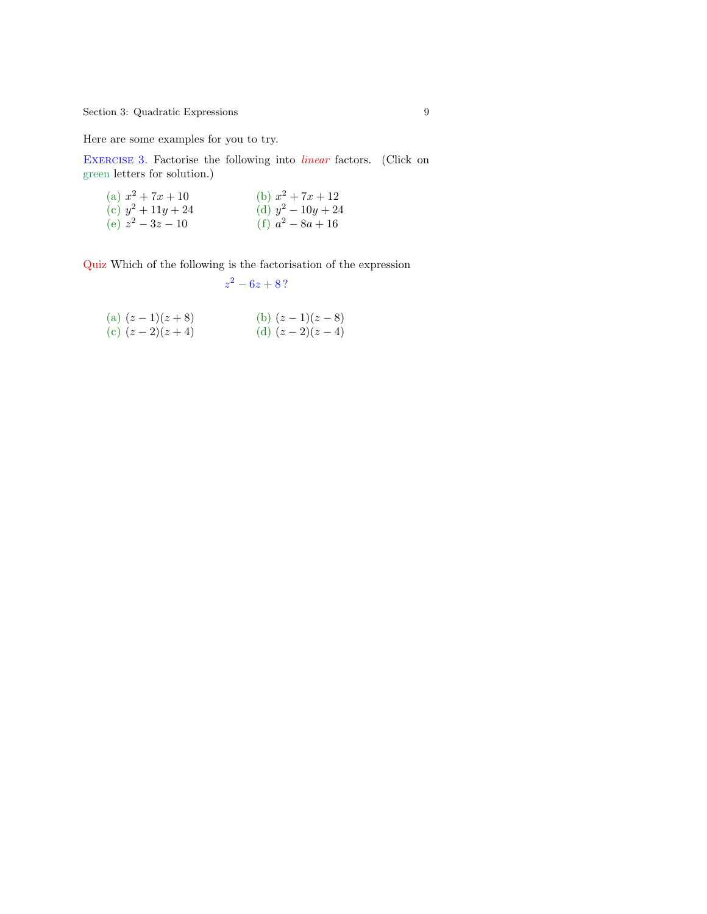Here are some examples for you to try.

**Exercise 3.** Factorise the following into *linear* factors. (Click on green letters for solution.)

(a) $x^2 + 7x + 10$ (b) $x^2 + 7x + 12$
(c) $y^2 + 11y + 24$ (d) $y^2 - 10y + 24$
(e) $z^2 - 3z - 10$ (f) $a^2 - 8a + 16$

**Quiz** Which of the following is the factorisation of the expression

$$z^2 - 6z + 8\,?$$

(a) $(z - 1)(z + 8)$ (b) $(z - 1)(z - 8)$
(c) $(z - 2)(z + 4)$ (d) $(z - 2)(z - 4)$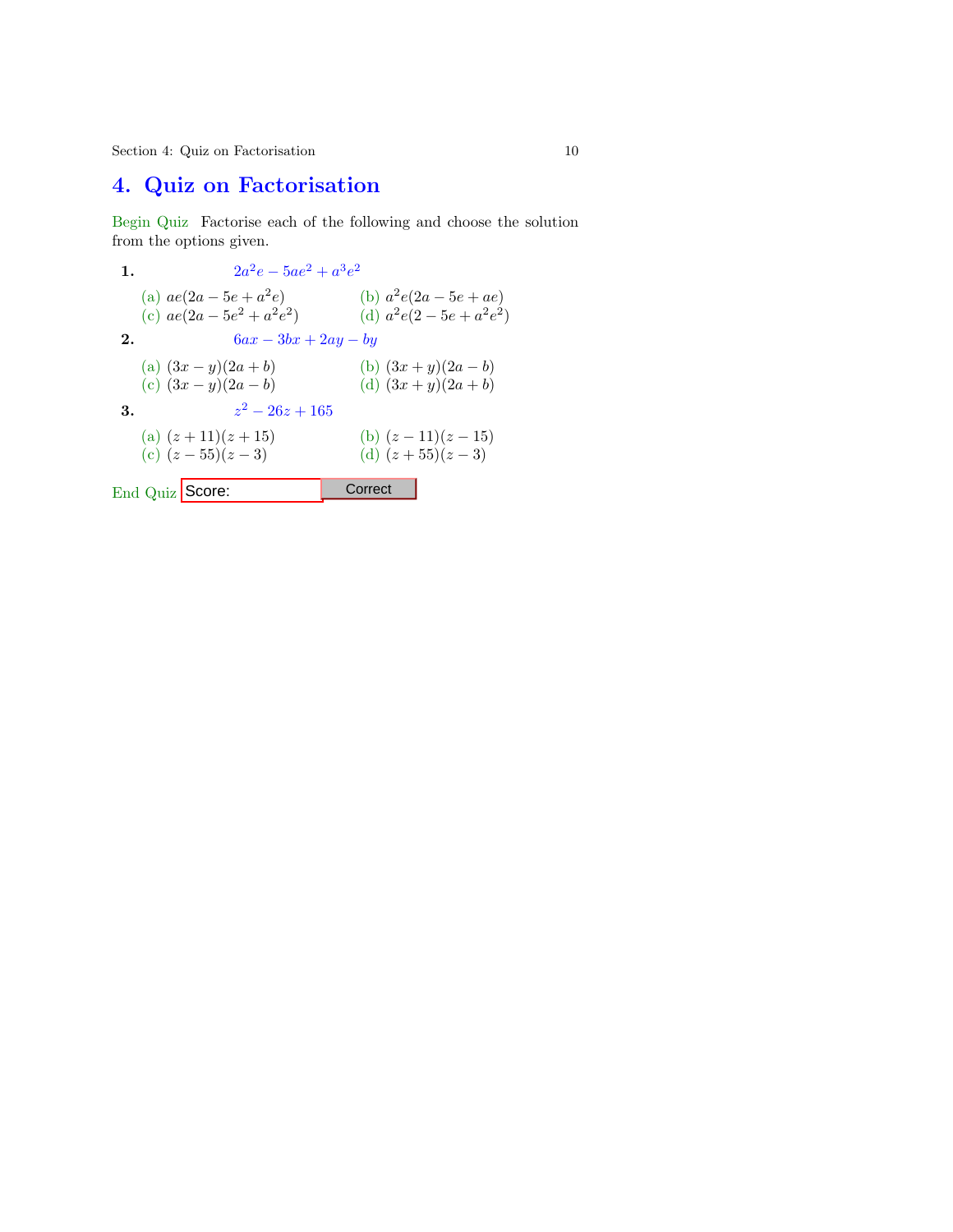# 4. Quiz on Factorisation

Begin Quiz Factorise each of the following and choose the solution from the options given.

**1.** $2a^2e - 5ae^2 + a^3e^2$

(a) $ae(2a - 5e + a^2e)$ (b) $a^2e(2a - 5e + ae)$
(c) $ae(2a - 5e^2 + a^2e^2)$ (d) $a^2e(2 - 5e + a^2e^2)$

**2.** $6ax - 3bx + 2ay - by$

(a) $(3x - y)(2a + b)$ (b) $(3x + y)(2a - b)$
(c) $(3x - y)(2a - b)$ (d) $(3x + y)(2a + b)$

**3.** $z^2 - 26z + 165$

(a) $(z + 11)(z + 15)$ (b) $(z - 11)(z - 15)$
(c) $(z - 55)(z - 3)$ (d) $(z + 55)(z - 3)$

End Quiz Score: Correct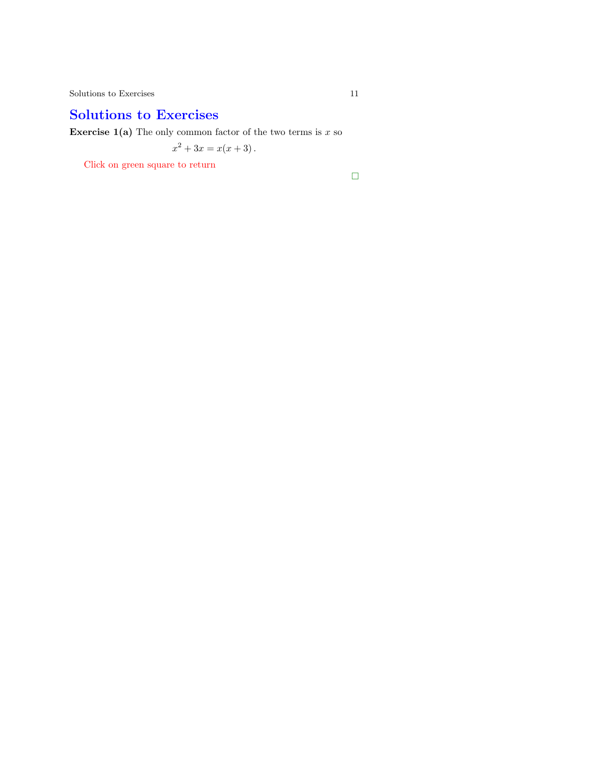# Solutions to Exercises

**Exercise 1(a)** The only common factor of the two terms is $x$ so

$$x^2 + 3x = x(x + 3)\,.$$

Click on green square to return

□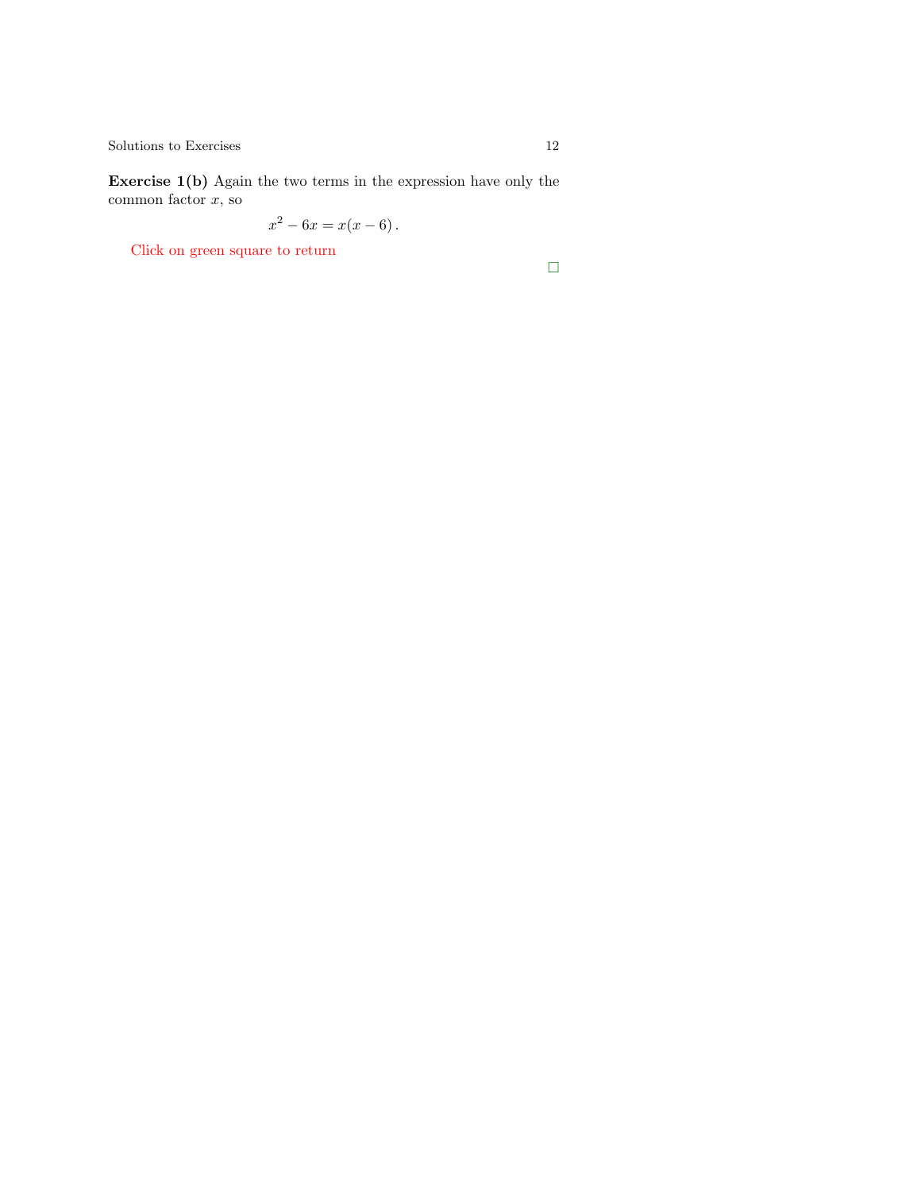**Exercise 1(b)** Again the two terms in the expression have only the common factor $x$, so

$$x^2 - 6x = x(x - 6)\,.$$

Click on green square to return

□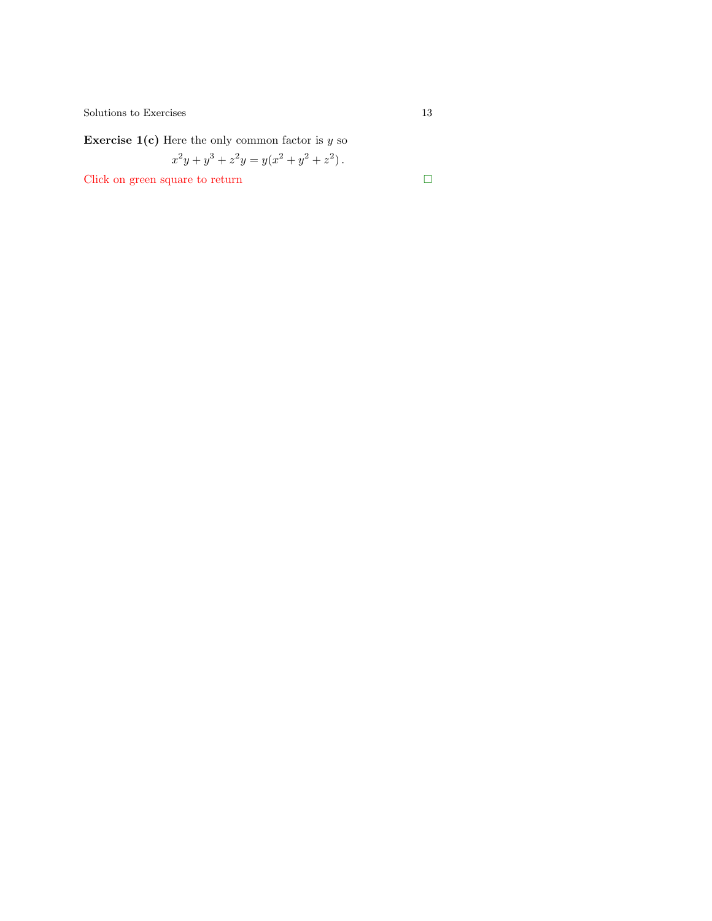**Exercise 1(c)** Here the only common factor is $y$ so

$$x^2y + y^3 + z^2y = y(x^2 + y^2 + z^2)\,.$$

Click on green square to return □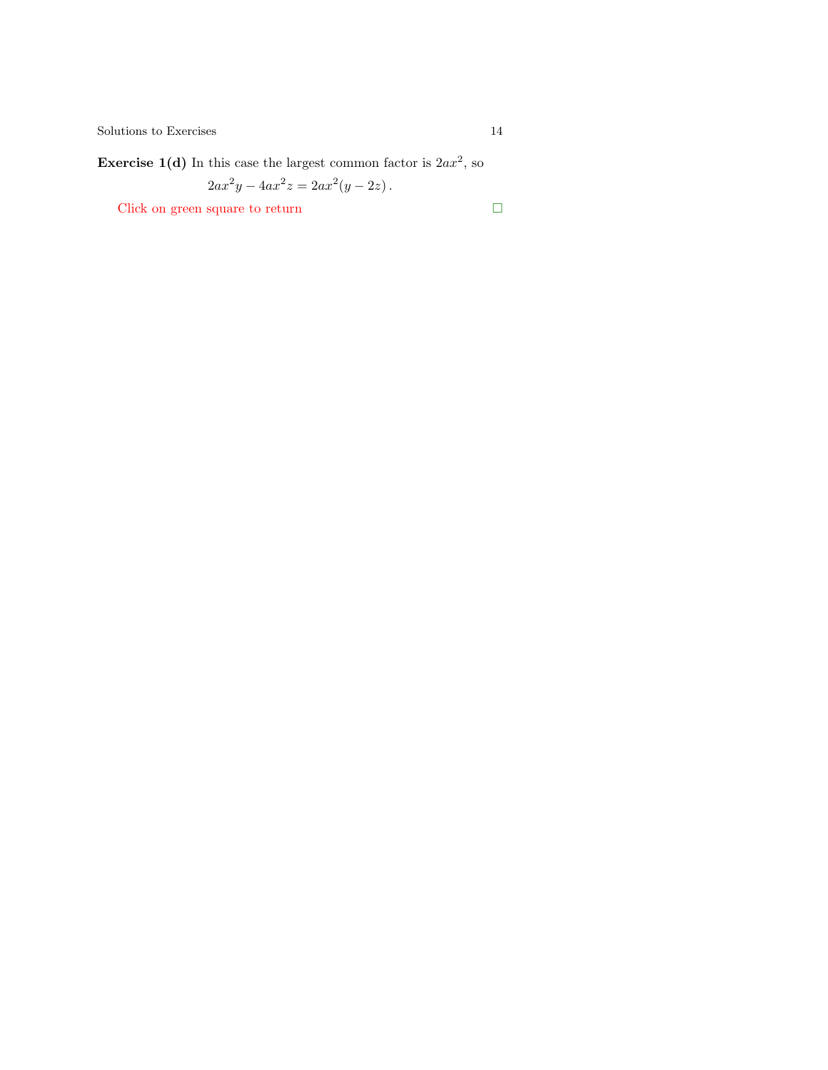**Exercise 1(d)** In this case the largest common factor is $2ax^2$, so

$$2ax^2y - 4ax^2z = 2ax^2(y - 2z)\,.$$

Click on green square to return $\square$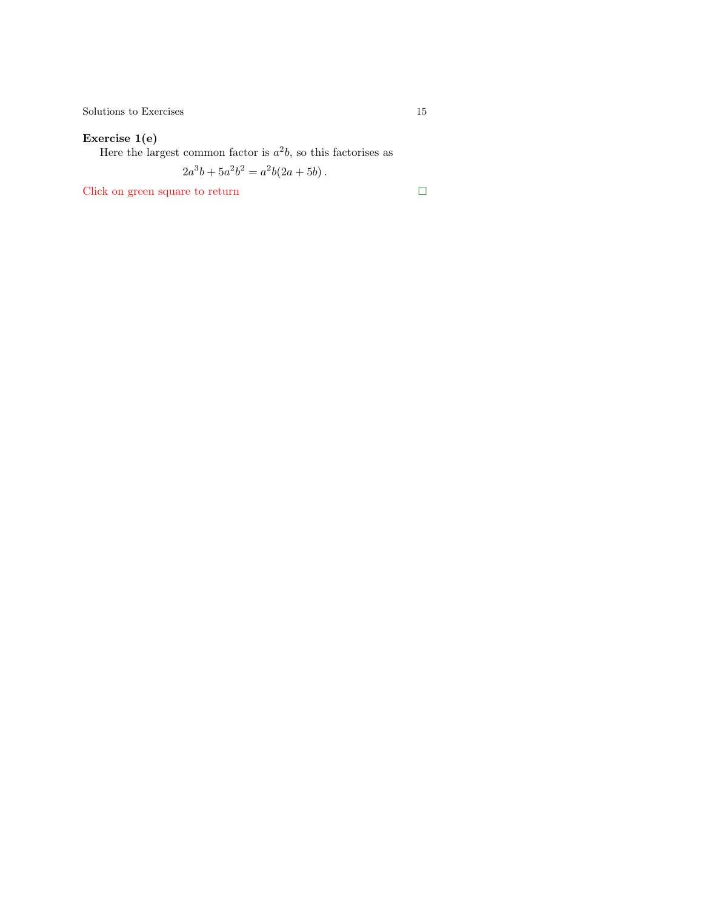**Exercise 1(e)**

Here the largest common factor is $a^2b$, so this factorises as

$$2a^3b + 5a^2b^2 = a^2b(2a + 5b)\,.$$

Click on green square to return □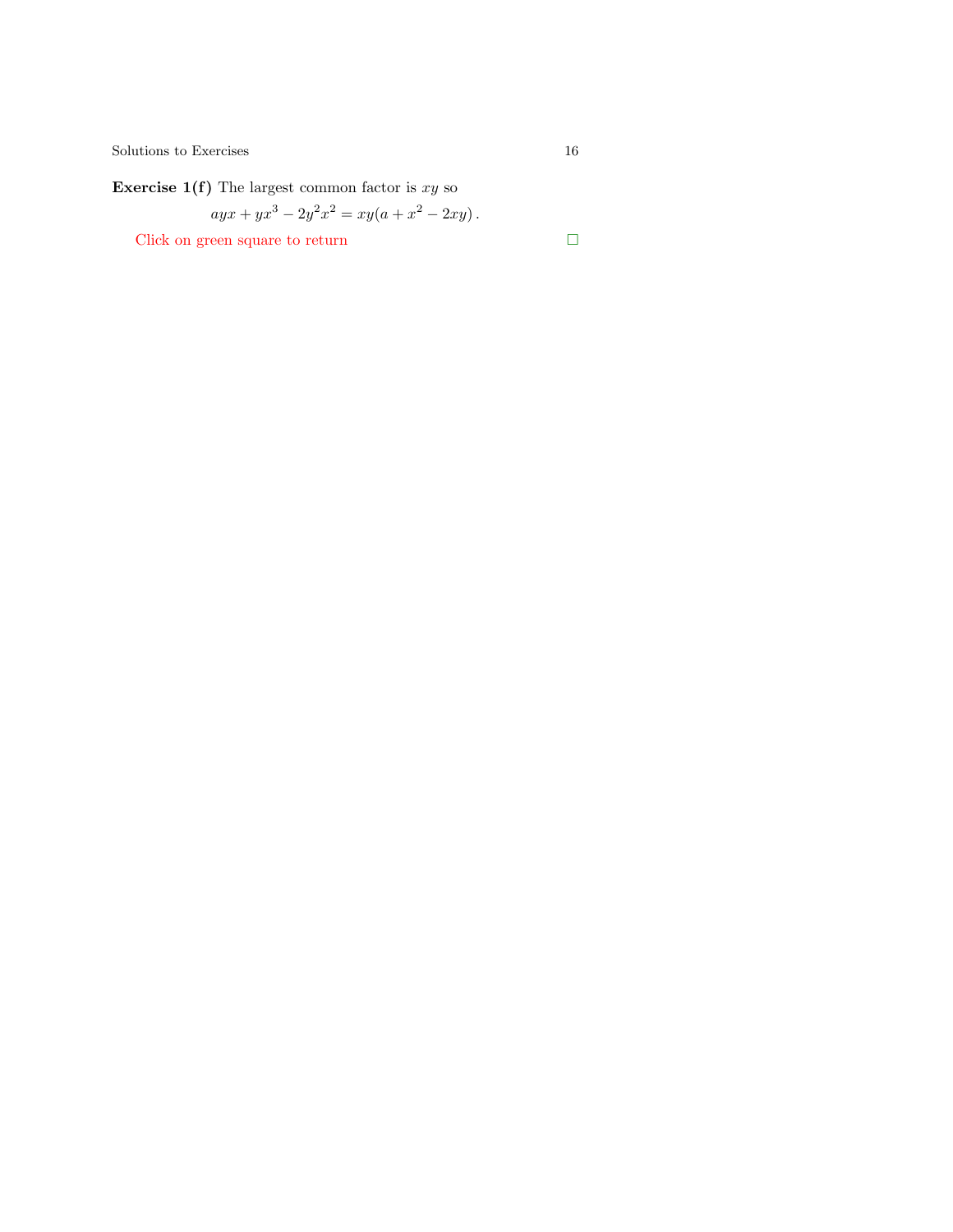**Exercise 1(f)** The largest common factor is $xy$ so

$$ayx + yx^3 - 2y^2x^2 = xy(a + x^2 - 2xy)\,.$$

Click on green square to return $\square$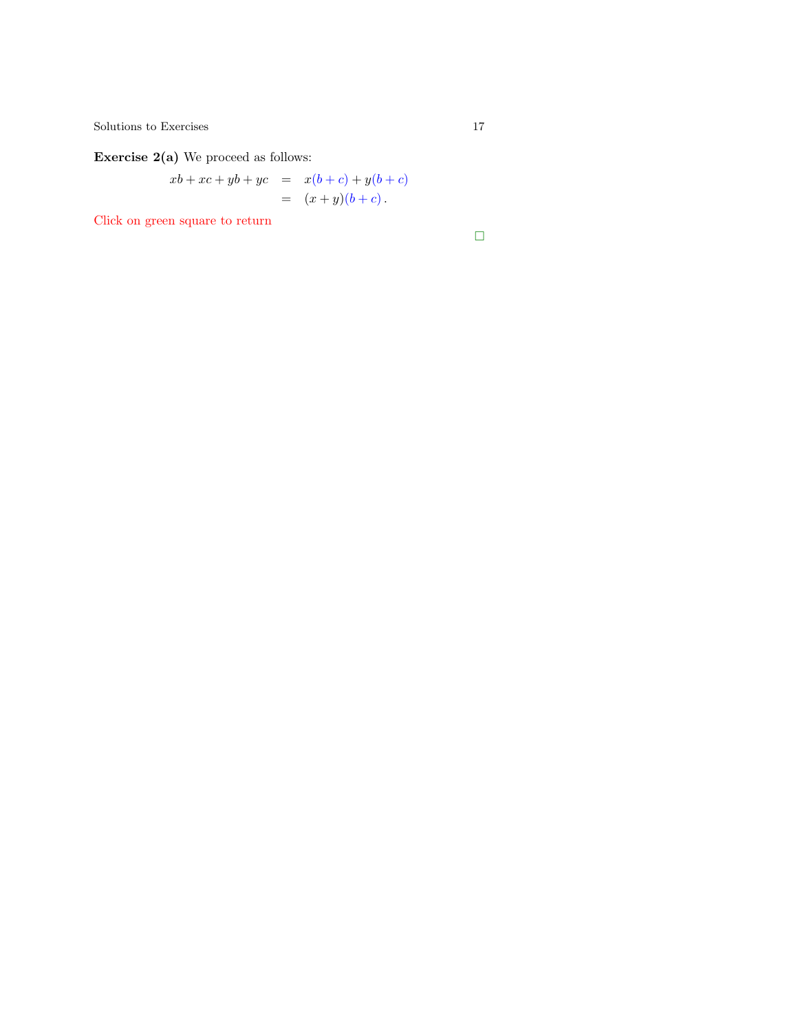**Exercise 2(a)** We proceed as follows:

$$
\begin{aligned}
xb + xc + yb + yc &= x(b + c) + y(b + c) \\
&= (x + y)(b + c)\,.
\end{aligned}
$$

Click on green square to return

□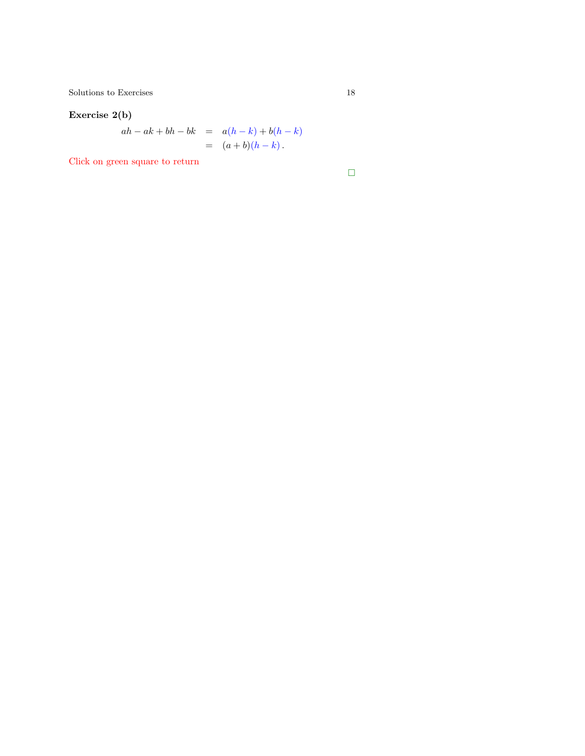**Exercise 2(b)**

$$
\begin{aligned}
ah - ak + bh - bk &= a(h-k) + b(h-k) \\
&= (a+b)(h-k)\,.
\end{aligned}
$$

Click on green square to return

□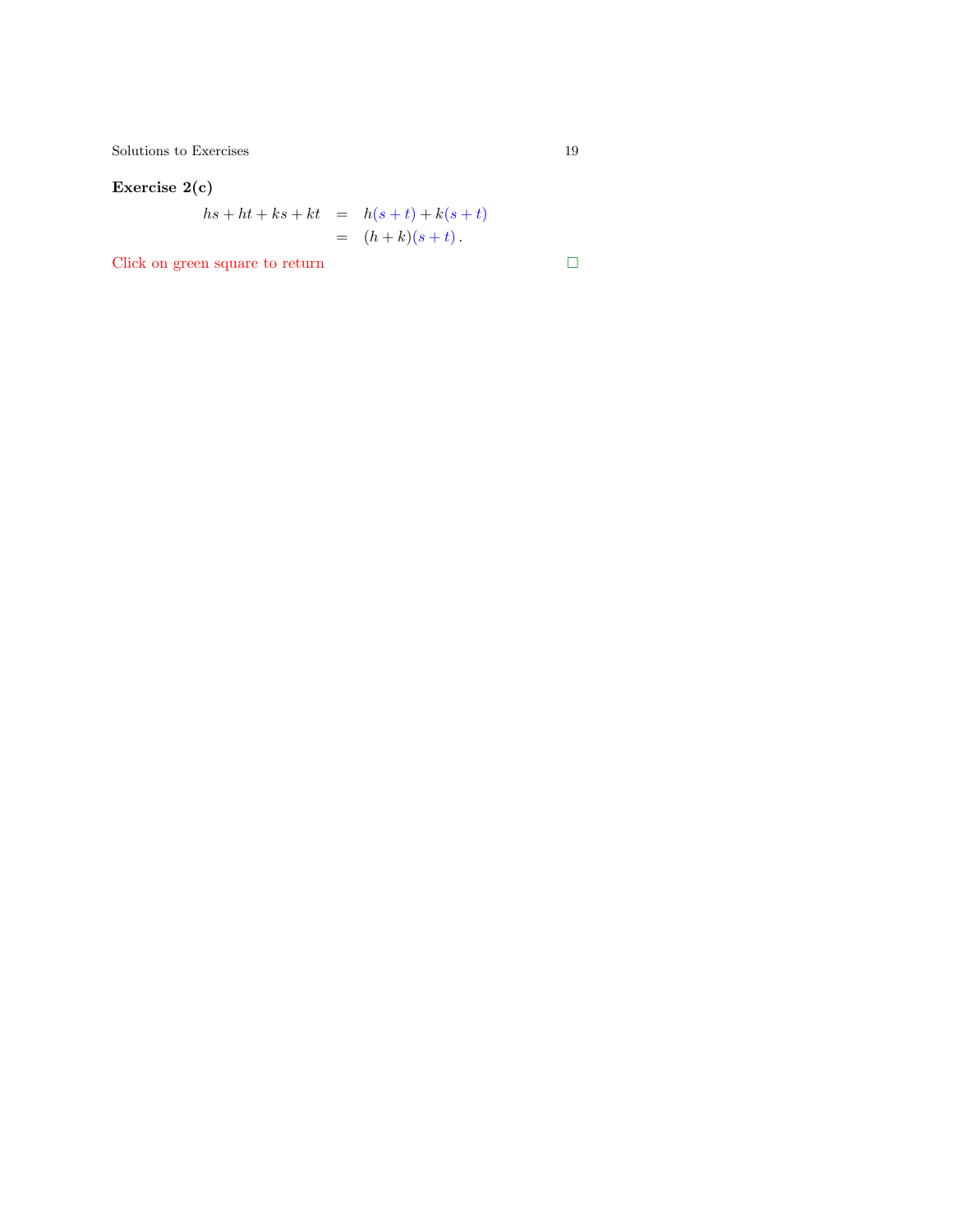**Exercise 2(c)**

$$\begin{aligned} hs + ht + ks + kt &= h(s+t) + k(s+t) \\ &= (h+k)(s+t)\,. \end{aligned}$$

Click on green square to return □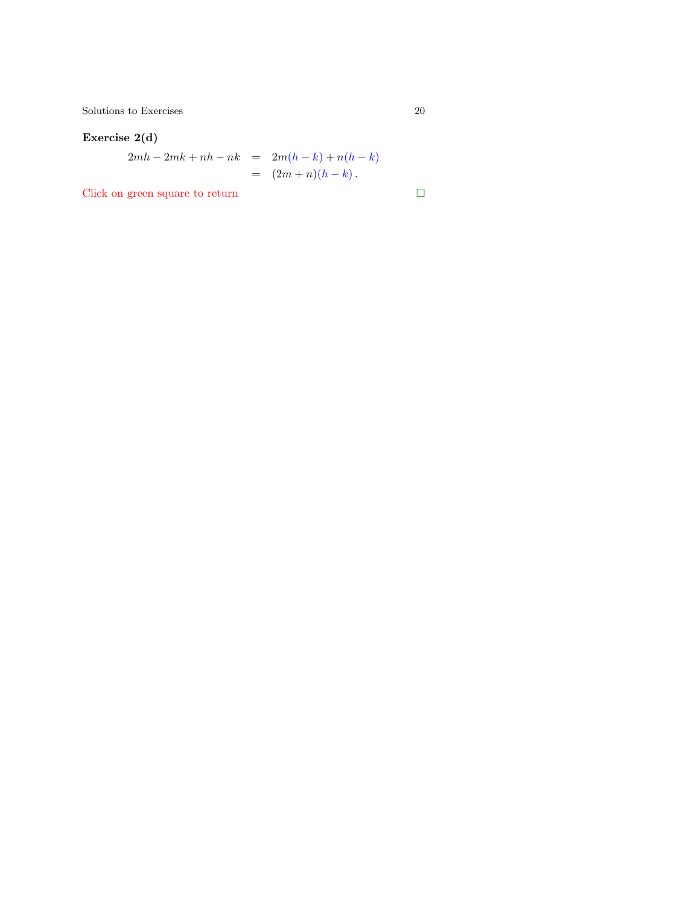**Exercise 2(d)**

$$
\begin{aligned}
2mh - 2mk + nh - nk &= 2m(h-k) + n(h-k) \\
&= (2m+n)(h-k)\,.
\end{aligned}
$$

Click on green square to return □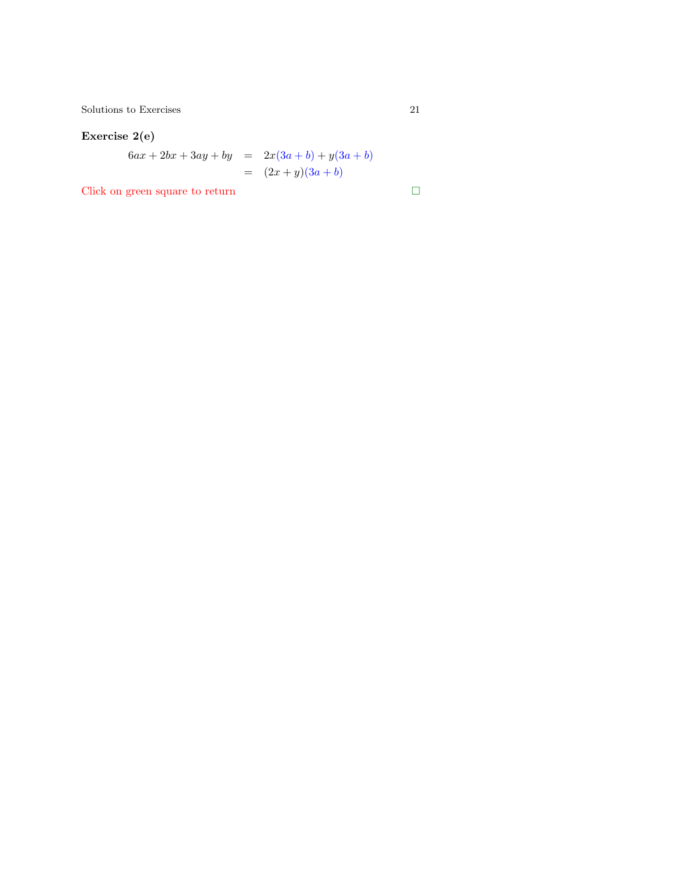**Exercise 2(e)**

$$
\begin{aligned}
6ax + 2bx + 3ay + by &= 2x(3a+b) + y(3a+b) \\
&= (2x+y)(3a+b)
\end{aligned}
$$

Click on green square to return $\square$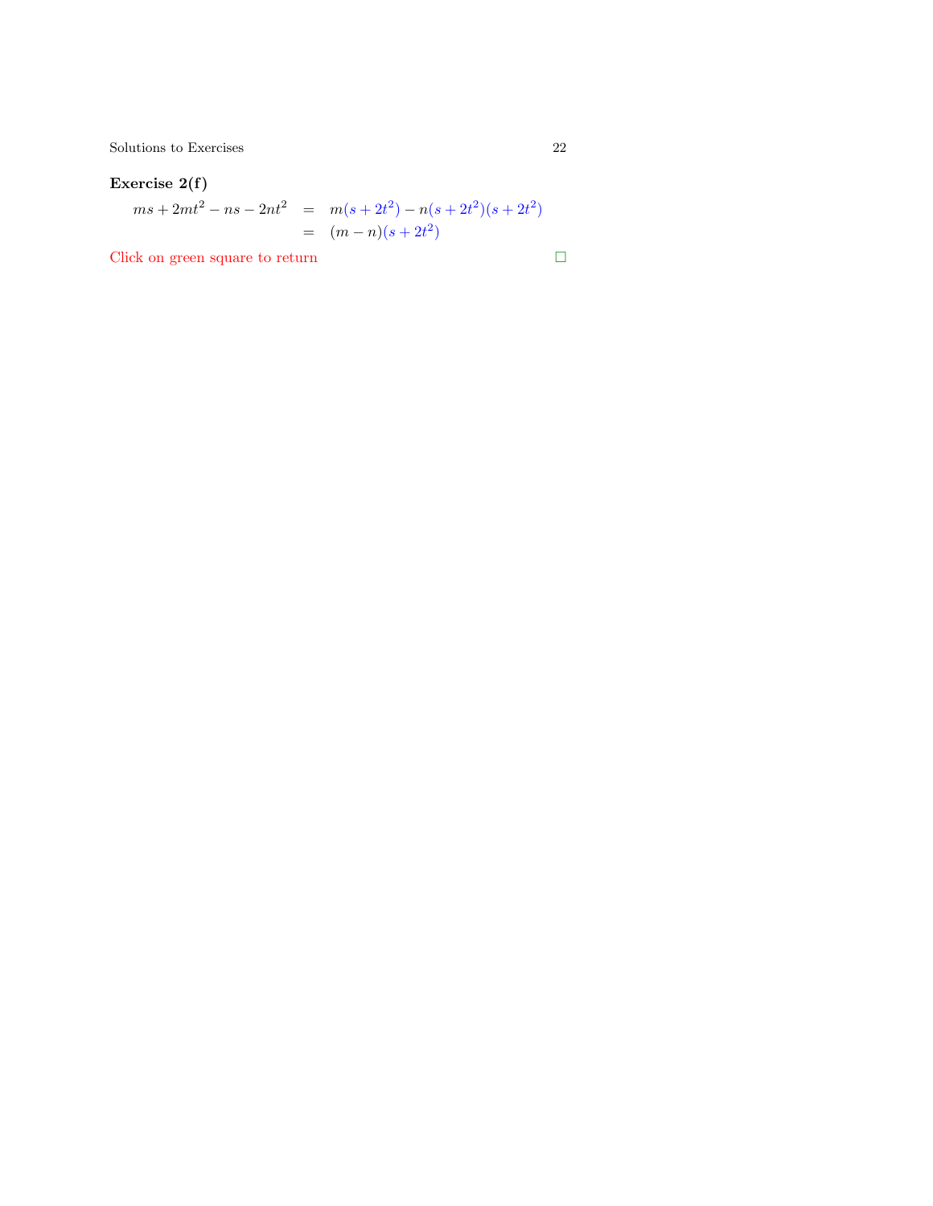**Exercise 2(f)**

$$
\begin{aligned}
ms + 2mt^2 - ns - 2nt^2 &= m(s + 2t^2) - n(s + 2t^2)(s + 2t^2) \\
&= (m - n)(s + 2t^2)
\end{aligned}
$$

Click on green square to return □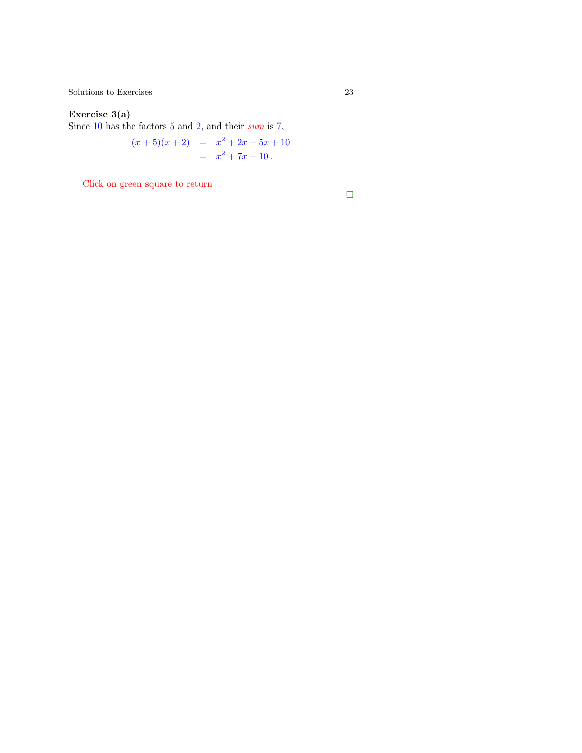**Exercise 3(a)**
Since 10 has the factors 5 and 2, and their *sum* is 7,

$$
\begin{aligned}
(x+5)(x+2) &= x^2 + 2x + 5x + 10 \\
&= x^2 + 7x + 10\,.
\end{aligned}
$$

Click on green square to return

□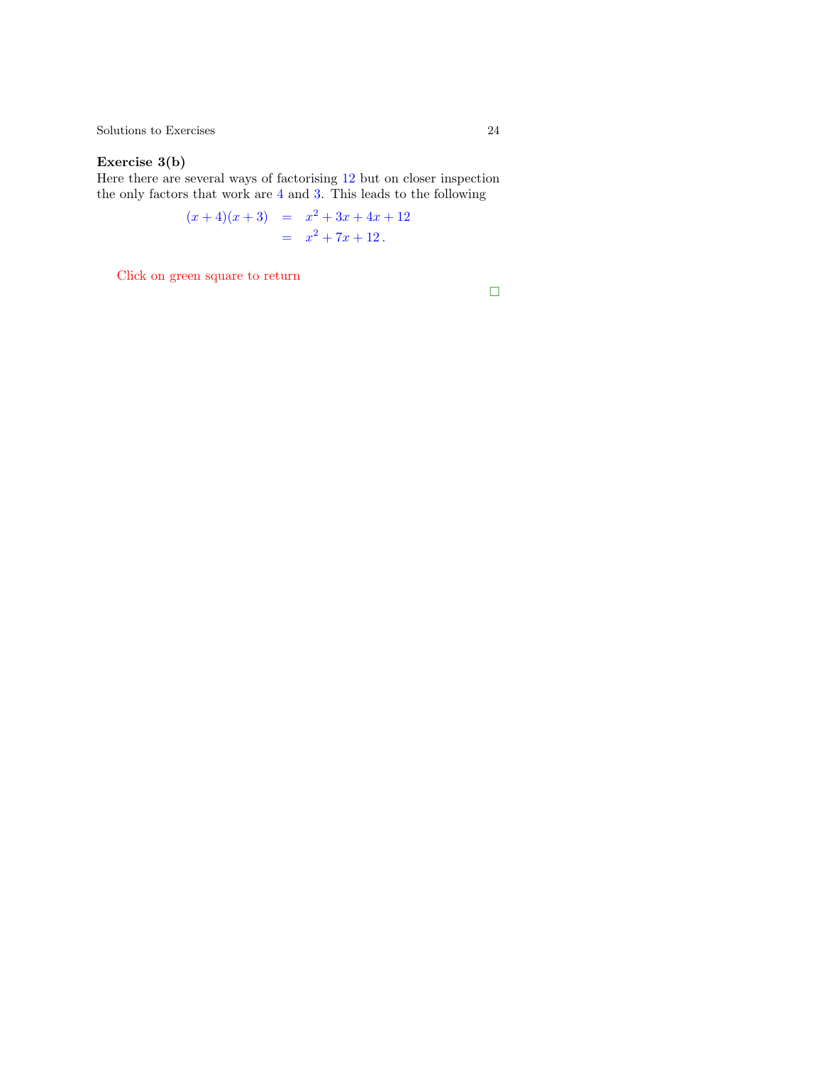**Exercise 3(b)**

Here there are several ways of factorising 12 but on closer inspection the only factors that work are 4 and 3. This leads to the following

$$\begin{aligned}(x+4)(x+3) &= x^2+3x+4x+12 \\ &= x^2+7x+12\,.\end{aligned}$$

Click on green square to return

□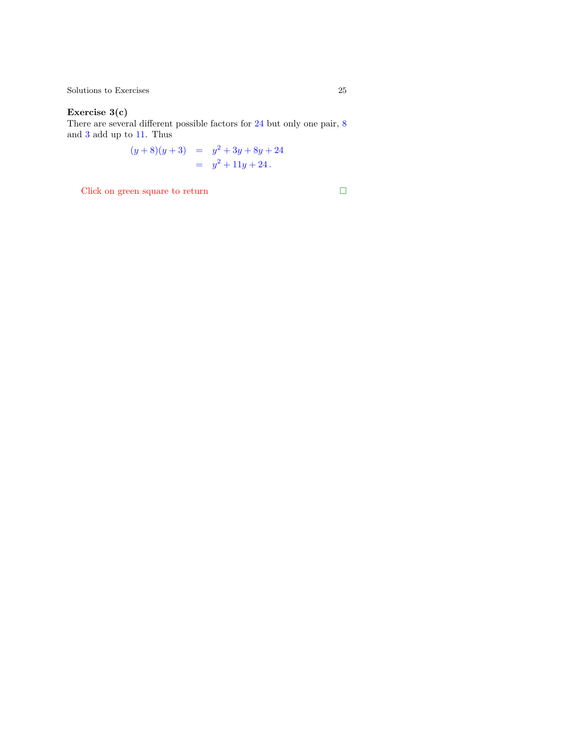**Exercise 3(c)**
There are several different possible factors for 24 but only one pair, 8 and 3 add up to 11. Thus

$$
\begin{aligned}
(y+8)(y+3) &= y^2+3y+8y+24 \\
&= y^2+11y+24\,.
\end{aligned}
$$

Click on green square to return □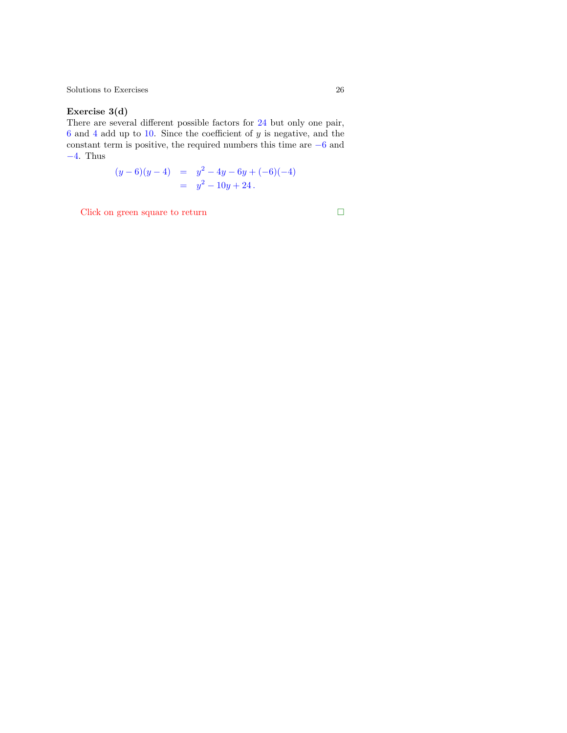**Exercise 3(d)**

There are several different possible factors for 24 but only one pair, 6 and 4 add up to 10. Since the coefficient of $y$ is negative, and the constant term is positive, the required numbers this time are $-6$ and $-4$. Thus

$$
\begin{aligned}
(y-6)(y-4) &= y^2 - 4y - 6y + (-6)(-4) \\
&= y^2 - 10y + 24\,.
\end{aligned}
$$

Click on green square to return □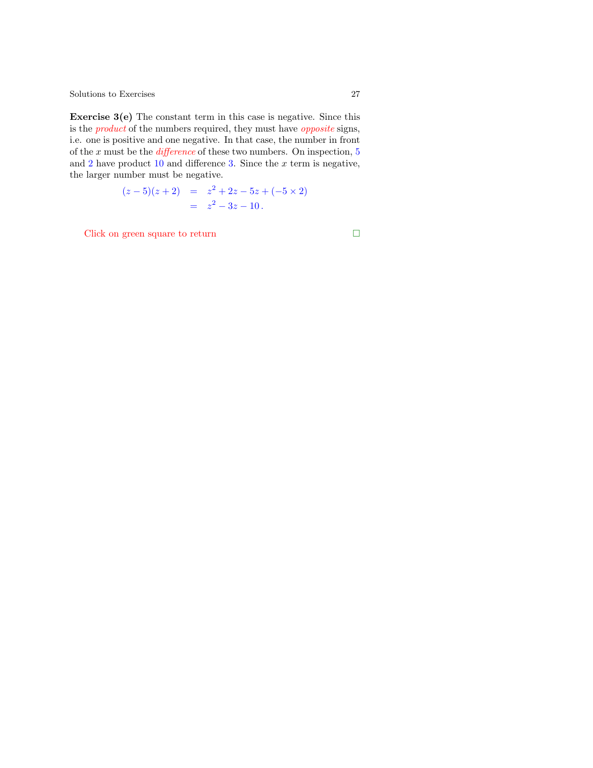**Exercise 3(e)** The constant term in this case is negative. Since this is the *product* of the numbers required, they must have *opposite* signs, i.e. one is positive and one negative. In that case, the number in front of the $x$ must be the *difference* of these two numbers. On inspection, 5 and 2 have product 10 and difference 3. Since the $x$ term is negative, the larger number must be negative.

$$
\begin{aligned}
(z-5)(z+2) &= z^2 + 2z - 5z + (-5 \times 2) \\
&= z^2 - 3z - 10\,.
\end{aligned}
$$

Click on green square to return □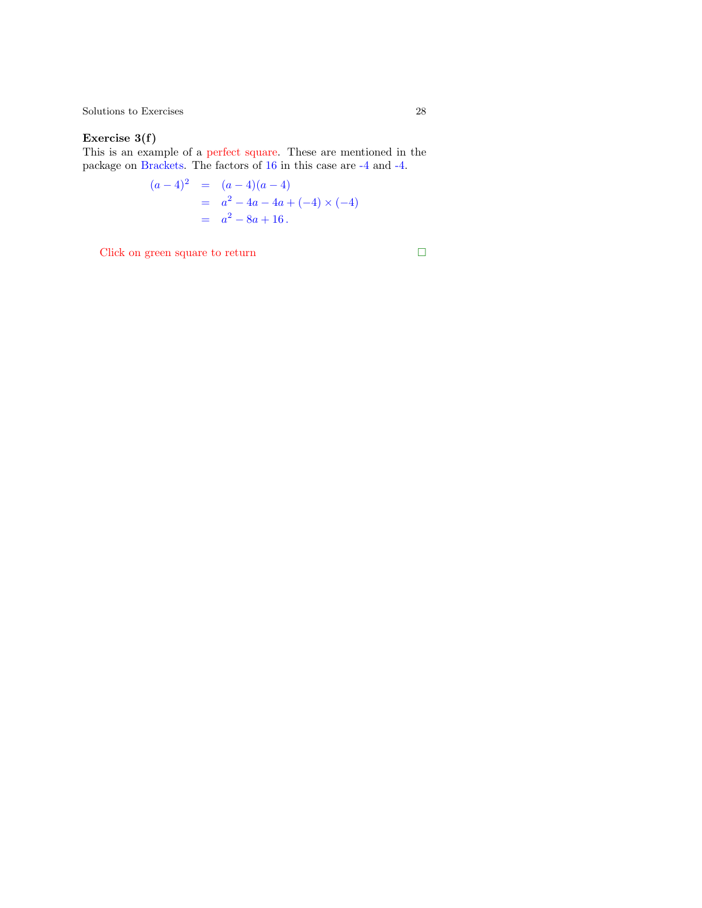**Exercise 3(f)**
This is an example of a perfect square. These are mentioned in the package on Brackets. The factors of 16 in this case are -4 and -4.

$$
\begin{aligned}
(a-4)^2 &= (a-4)(a-4) \\
&= a^2 - 4a - 4a + (-4)\times(-4) \\
&= a^2 - 8a + 16\,.
\end{aligned}
$$

Click on green square to return □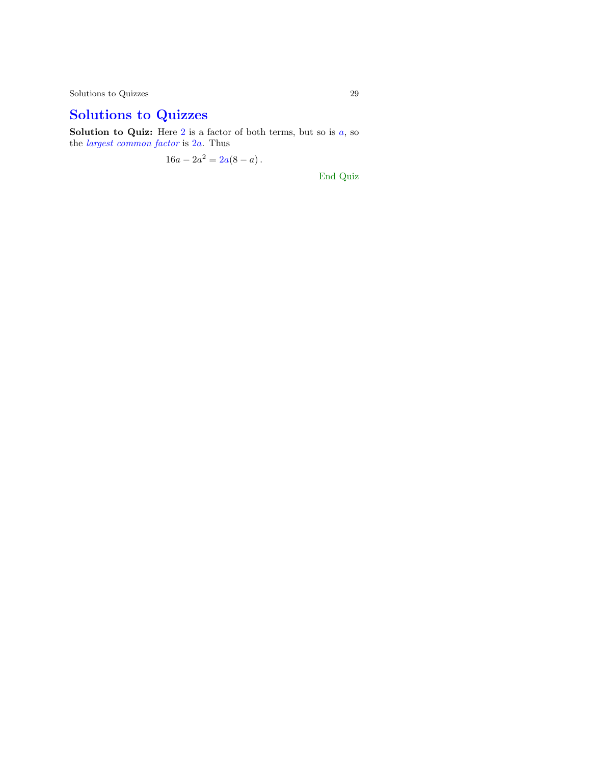# Solutions to Quizzes

**Solution to Quiz:** Here $2$ is a factor of both terms, but so is $a$, so the *largest common factor* is $2a$. Thus

$$16a - 2a^2 = 2a(8 - a)\,.$$

End Quiz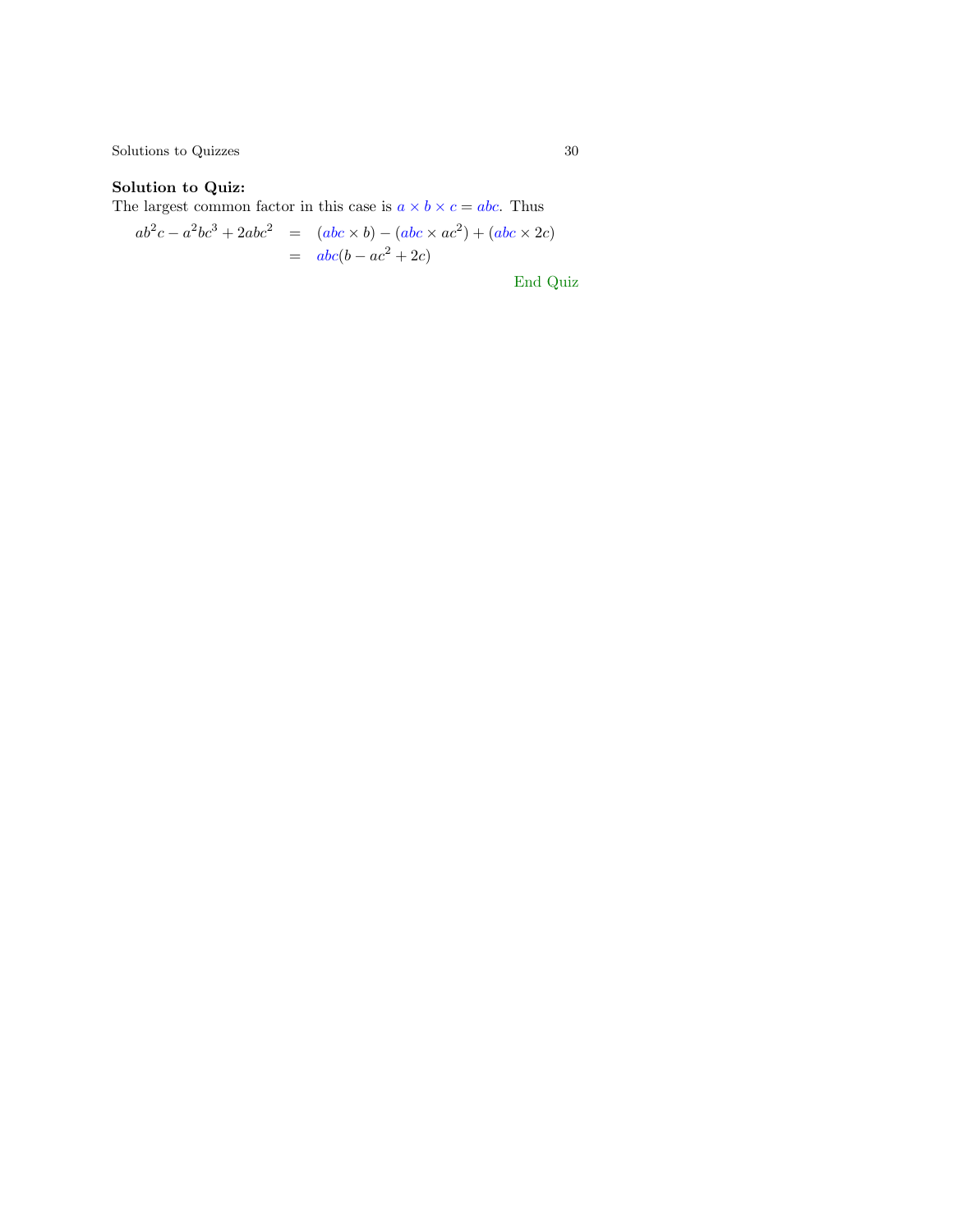**Solution to Quiz:**
The largest common factor in this case is $a \times b \times c = abc$. Thus

$$
\begin{aligned}
ab^2c - a^2bc^3 + 2abc^2 &= (abc \times b) - (abc \times ac^2) + (abc \times 2c) \\
&= abc(b - ac^2 + 2c)
\end{aligned}
$$

End Quiz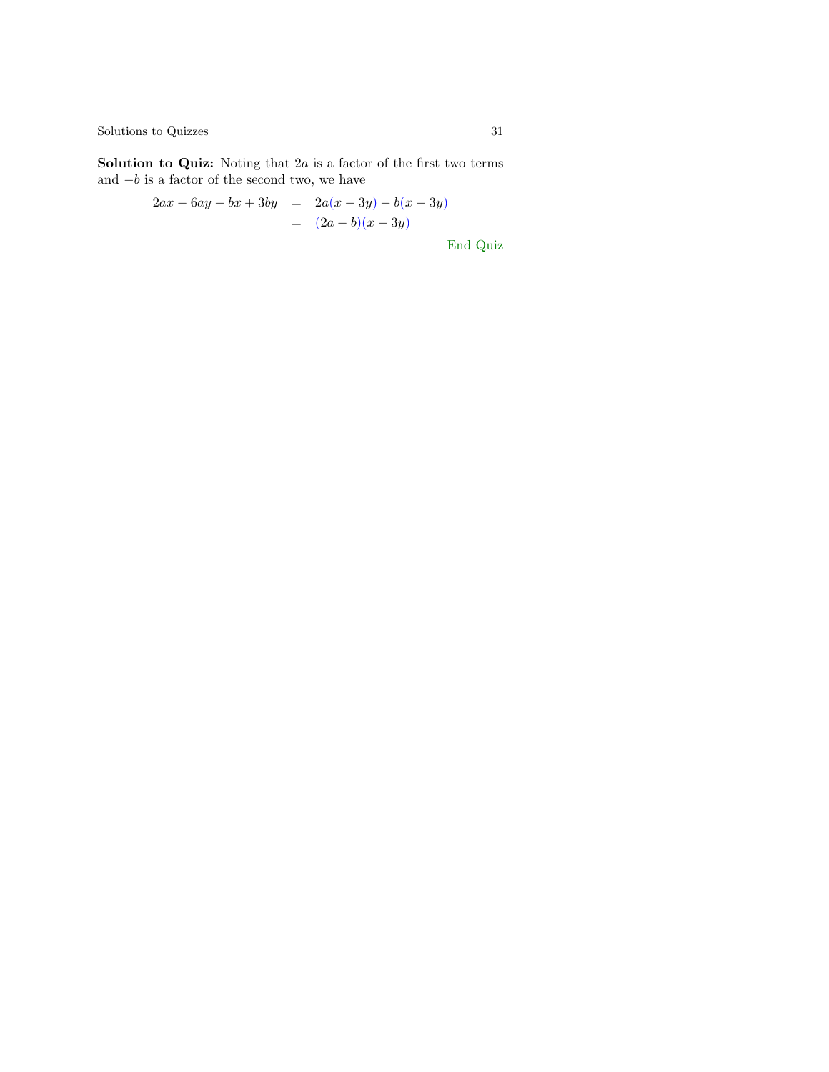**Solution to Quiz:** Noting that $2a$ is a factor of the first two terms and $-b$ is a factor of the second two, we have

$$
\begin{aligned}
2ax - 6ay - bx + 3by &= 2a(x - 3y) - b(x - 3y) \\
&= (2a - b)(x - 3y)
\end{aligned}
$$

End Quiz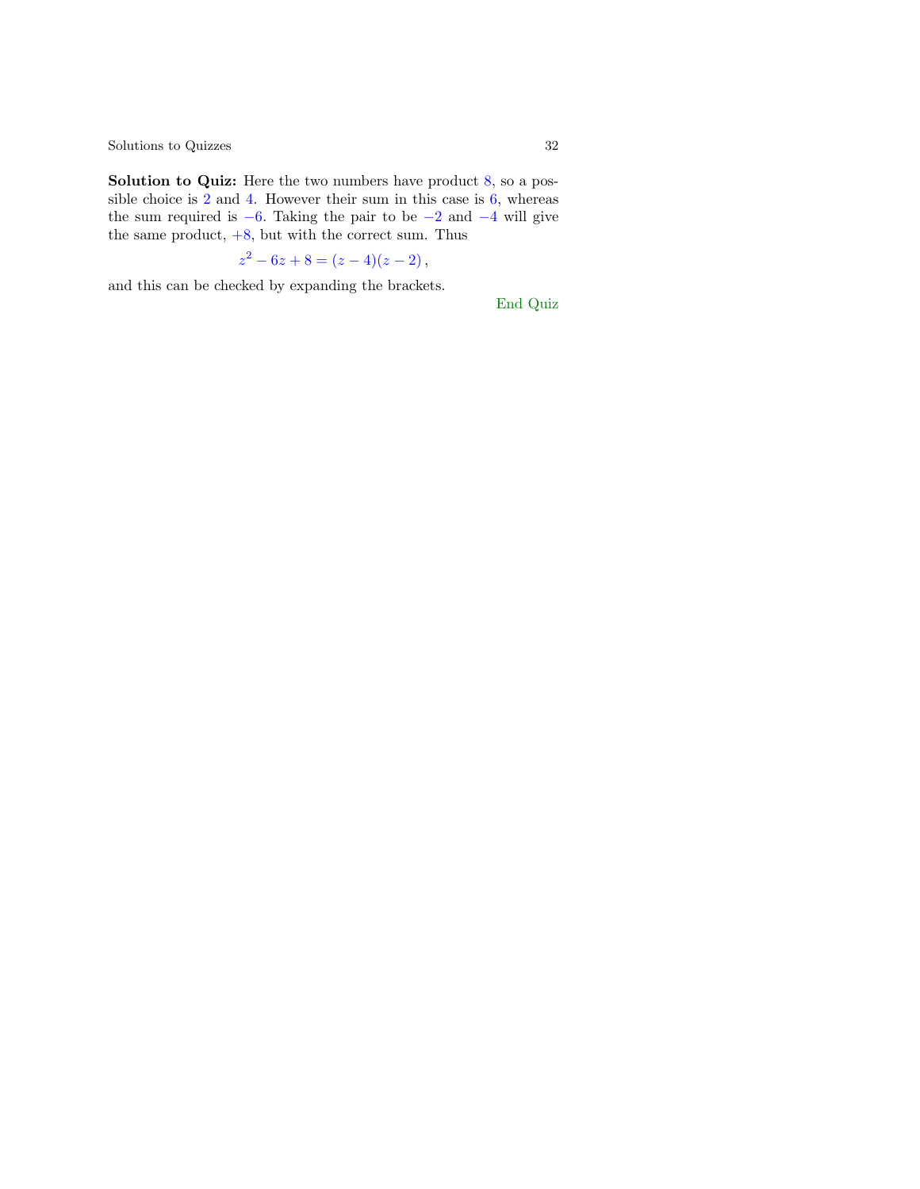**Solution to Quiz:** Here the two numbers have product $8$, so a possible choice is $2$ and $4$. However their sum in this case is $6$, whereas the sum required is $-6$. Taking the pair to be $-2$ and $-4$ will give the same product, $+8$, but with the correct sum. Thus

$$z^2 - 6z + 8 = (z - 4)(z - 2)\,,$$

and this can be checked by expanding the brackets.

End Quiz